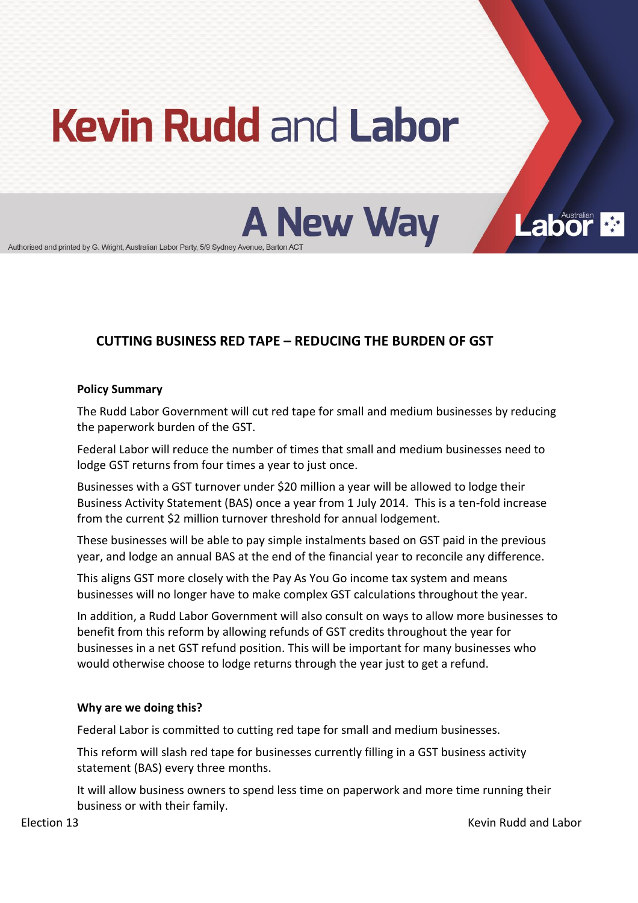# Kevin Rudd and Labor

## A New Way

Authorised and printed by G. Wright, Australian Labor Party, 5/9 Sydney Avenue, Barton ACT

## CUTTING BUSINESS RED TAPE – REDUCING THE BURDEN OF GST

**Policy Summary**

The Rudd Labor Government will cut red tape for small and medium businesses by reducing the paperwork burden of the GST.

Federal Labor will reduce the number of times that small and medium businesses need to lodge GST returns from four times a year to just once.

Businesses with a GST turnover under $20 million a year will be allowed to lodge their Business Activity Statement (BAS) once a year from 1 July 2014. This is a ten-fold increase from the current $2 million turnover threshold for annual lodgement.

These businesses will be able to pay simple instalments based on GST paid in the previous year, and lodge an annual BAS at the end of the financial year to reconcile any difference.

This aligns GST more closely with the Pay As You Go income tax system and means businesses will no longer have to make complex GST calculations throughout the year.

In addition, a Rudd Labor Government will also consult on ways to allow more businesses to benefit from this reform by allowing refunds of GST credits throughout the year for businesses in a net GST refund position. This will be important for many businesses who would otherwise choose to lodge returns through the year just to get a refund.

**Why are we doing this?**

Federal Labor is committed to cutting red tape for small and medium businesses.

This reform will slash red tape for businesses currently filling in a GST business activity statement (BAS) every three months.

It will allow business owners to spend less time on paperwork and more time running their business or with their family.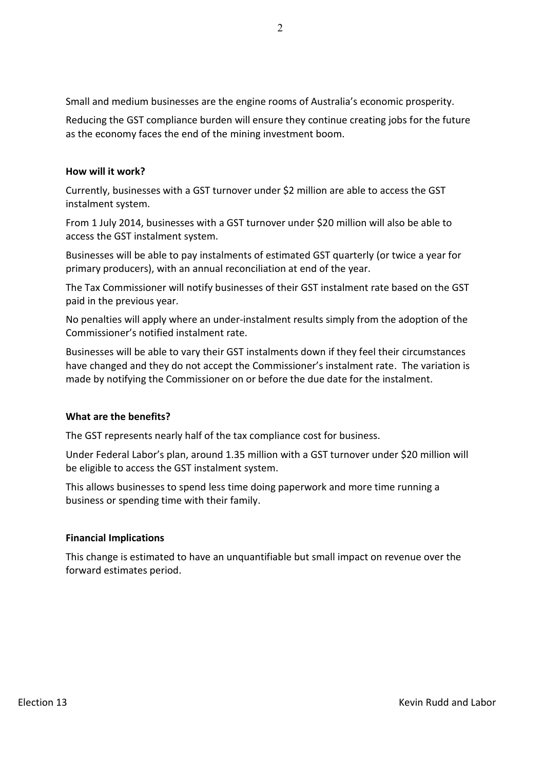Small and medium businesses are the engine rooms of Australia's economic prosperity.

Reducing the GST compliance burden will ensure they continue creating jobs for the future as the economy faces the end of the mining investment boom.

**How will it work?**

Currently, businesses with a GST turnover under $2 million are able to access the GST instalment system.

From 1 July 2014, businesses with a GST turnover under $20 million will also be able to access the GST instalment system.

Businesses will be able to pay instalments of estimated GST quarterly (or twice a year for primary producers), with an annual reconciliation at end of the year.

The Tax Commissioner will notify businesses of their GST instalment rate based on the GST paid in the previous year.

No penalties will apply where an under-instalment results simply from the adoption of the Commissioner's notified instalment rate.

Businesses will be able to vary their GST instalments down if they feel their circumstances have changed and they do not accept the Commissioner's instalment rate. The variation is made by notifying the Commissioner on or before the due date for the instalment.

**What are the benefits?**

The GST represents nearly half of the tax compliance cost for business.

Under Federal Labor's plan, around 1.35 million with a GST turnover under $20 million will be eligible to access the GST instalment system.

This allows businesses to spend less time doing paperwork and more time running a business or spending time with their family.

**Financial Implications**

This change is estimated to have an unquantifiable but small impact on revenue over the forward estimates period.